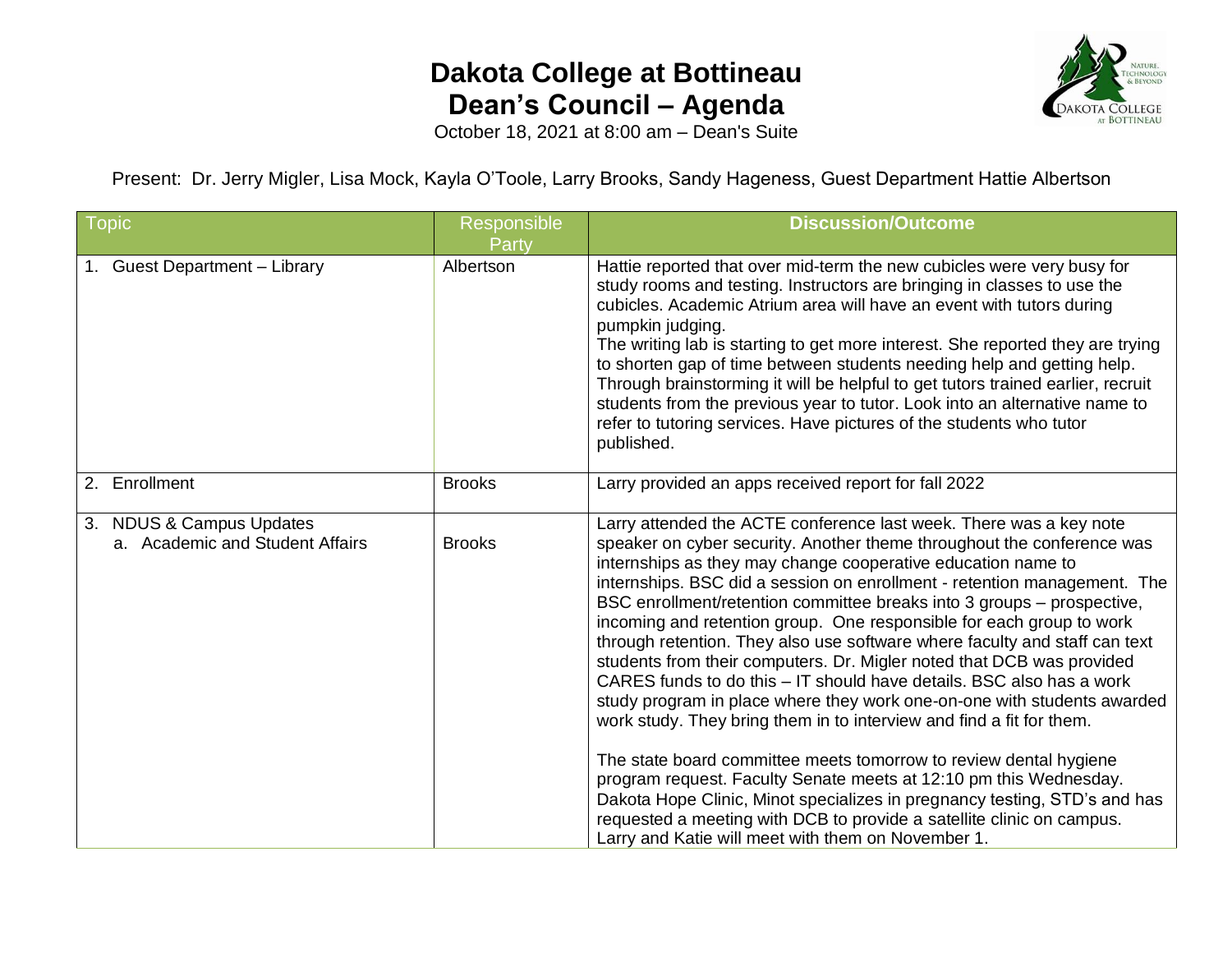# Dakota College at Bottineau
# Dean's Council – Agenda

October 18, 2021 at 8:00 am – Dean's Suite

Present: Dr. Jerry Migler, Lisa Mock, Kayla O'Toole, Larry Brooks, Sandy Hageness, Guest Department Hattie Albertson

| Topic | Responsible Party | Discussion/Outcome |
|---|---|---|
| 1. Guest Department – Library | Albertson | Hattie reported that over mid-term the new cubicles were very busy for study rooms and testing. Instructors are bringing in classes to use the cubicles. Academic Atrium area will have an event with tutors during pumpkin judging.<br>The writing lab is starting to get more interest. She reported they are trying to shorten gap of time between students needing help and getting help. Through brainstorming it will be helpful to get tutors trained earlier, recruit students from the previous year to tutor. Look into an alternative name to refer to tutoring services. Have pictures of the students who tutor published. |
| 2. Enrollment | Brooks | Larry provided an apps received report for fall 2022 |
| 3. NDUS & Campus Updates<br>a. Academic and Student Affairs | Brooks | Larry attended the ACTE conference last week. There was a key note speaker on cyber security. Another theme throughout the conference was internships as they may change cooperative education name to internships. BSC did a session on enrollment - retention management. The BSC enrollment/retention committee breaks into 3 groups – prospective, incoming and retention group. One responsible for each group to work through retention. They also use software where faculty and staff can text students from their computers. Dr. Migler noted that DCB was provided CARES funds to do this – IT should have details. BSC also has a work study program in place where they work one-on-one with students awarded work study. They bring them in to interview and find a fit for them.<br><br>The state board committee meets tomorrow to review dental hygiene program request. Faculty Senate meets at 12:10 pm this Wednesday. Dakota Hope Clinic, Minot specializes in pregnancy testing, STD's and has requested a meeting with DCB to provide a satellite clinic on campus. Larry and Katie will meet with them on November 1. |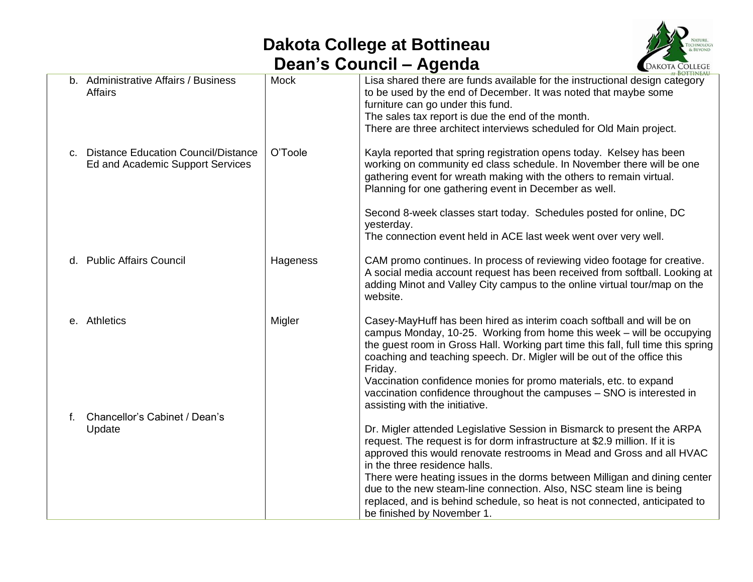# Dakota College at Bottineau
## Dean's Council – Agenda

| | | |
|---|---|---|
| b. Administrative Affairs / Business Affairs | Mock | Lisa shared there are funds available for the instructional design category to be used by the end of December. It was noted that maybe some furniture can go under this fund.<br>The sales tax report is due the end of the month.<br>There are three architect interviews scheduled for Old Main project. |
| c. Distance Education Council/Distance Ed and Academic Support Services | O'Toole | Kayla reported that spring registration opens today. Kelsey has been working on community ed class schedule. In November there will be one gathering event for wreath making with the others to remain virtual. Planning for one gathering event in December as well.<br><br>Second 8-week classes start today. Schedules posted for online, DC yesterday.<br>The connection event held in ACE last week went over very well. |
| d. Public Affairs Council | Hageness | CAM promo continues. In process of reviewing video footage for creative. A social media account request has been received from softball. Looking at adding Minot and Valley City campus to the online virtual tour/map on the website. |
| e. Athletics | Migler | Casey-MayHuff has been hired as interim coach softball and will be on campus Monday, 10-25. Working from home this week – will be occupying the guest room in Gross Hall. Working part time this fall, full time this spring coaching and teaching speech. Dr. Migler will be out of the office this Friday.<br>Vaccination confidence monies for promo materials, etc. to expand vaccination confidence throughout the campuses – SNO is interested in assisting with the initiative. |
| f. Chancellor's Cabinet / Dean's Update | | Dr. Migler attended Legislative Session in Bismarck to present the ARPA request. The request is for dorm infrastructure at $2.9 million. If it is approved this would renovate restrooms in Mead and Gross and all HVAC in the three residence halls.<br>There were heating issues in the dorms between Milligan and dining center due to the new steam-line connection. Also, NSC steam line is being replaced, and is behind schedule, so heat is not connected, anticipated to be finished by November 1. |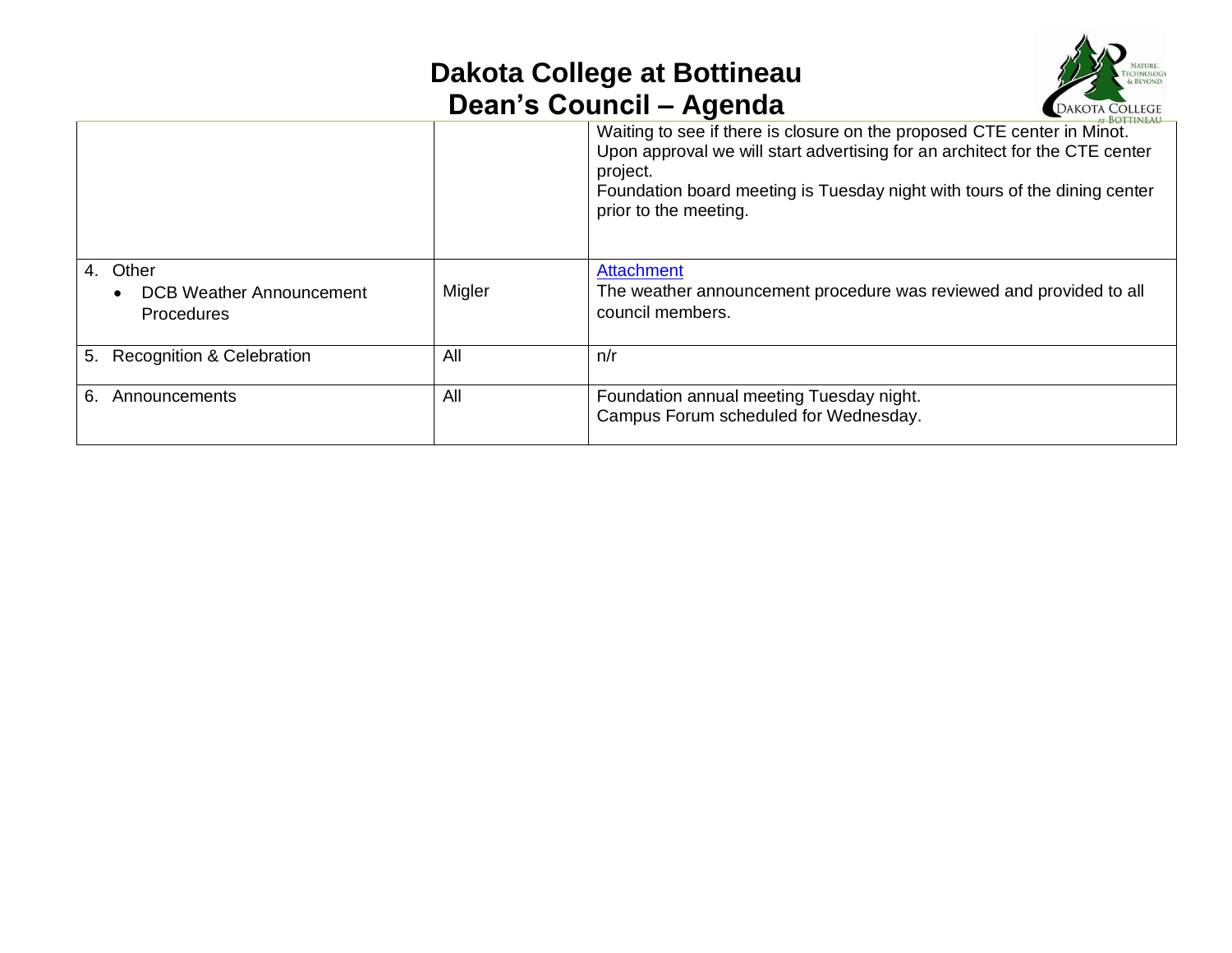# Dakota College at Bottineau
# Dean's Council – Agenda

| | | |
|---|---|---|
| | | Waiting to see if there is closure on the proposed CTE center in Minot.<br>Upon approval we will start advertising for an architect for the CTE center project.<br>Foundation board meeting is Tuesday night with tours of the dining center prior to the meeting. |
| 4. Other<br>• DCB Weather Announcement Procedures | Migler | Attachment<br>The weather announcement procedure was reviewed and provided to all council members. |
| 5. Recognition & Celebration | All | n/r |
| 6. Announcements | All | Foundation annual meeting Tuesday night.<br>Campus Forum scheduled for Wednesday. |